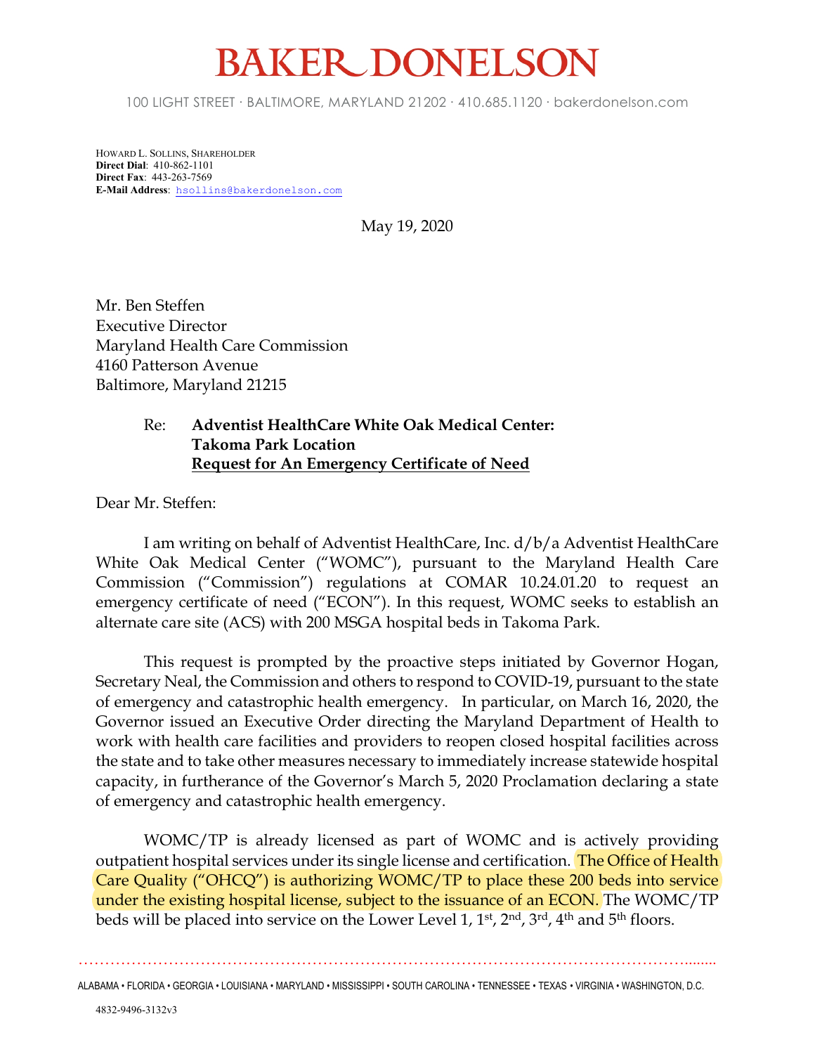# BAKER DONELSON

100 LIGHT STREET · BALTIMORE, MARYLAND 21202 · 410.685.1120 · bakerdonelson.com

HOWARD L. SOLLINS, SHAREHOLDER
**Direct Dial**: 410-862-1101
**Direct Fax**: 443-263-7569
**E-Mail Address**: hsollins@bakerdonelson.com

May 19, 2020

Mr. Ben Steffen
Executive Director
Maryland Health Care Commission
4160 Patterson Avenue
Baltimore, Maryland 21215

Re: **Adventist HealthCare White Oak Medical Center: Takoma Park Location**
**Request for An Emergency Certificate of Need**

Dear Mr. Steffen:

I am writing on behalf of Adventist HealthCare, Inc. d/b/a Adventist HealthCare White Oak Medical Center ("WOMC"), pursuant to the Maryland Health Care Commission ("Commission") regulations at COMAR 10.24.01.20 to request an emergency certificate of need ("ECON"). In this request, WOMC seeks to establish an alternate care site (ACS) with 200 MSGA hospital beds in Takoma Park.

This request is prompted by the proactive steps initiated by Governor Hogan, Secretary Neal, the Commission and others to respond to COVID-19, pursuant to the state of emergency and catastrophic health emergency. In particular, on March 16, 2020, the Governor issued an Executive Order directing the Maryland Department of Health to work with health care facilities and providers to reopen closed hospital facilities across the state and to take other measures necessary to immediately increase statewide hospital capacity, in furtherance of the Governor's March 5, 2020 Proclamation declaring a state of emergency and catastrophic health emergency.

WOMC/TP is already licensed as part of WOMC and is actively providing outpatient hospital services under its single license and certification. The Office of Health Care Quality ("OHCQ") is authorizing WOMC/TP to place these 200 beds into service under the existing hospital license, subject to the issuance of an ECON. The WOMC/TP beds will be placed into service on the Lower Level 1, 1st, 2nd, 3rd, 4th and 5th floors.

ALABAMA • FLORIDA • GEORGIA • LOUISIANA • MARYLAND • MISSISSIPPI • SOUTH CAROLINA • TENNESSEE • TEXAS • VIRGINIA • WASHINGTON, D.C.

4832-9496-3132v3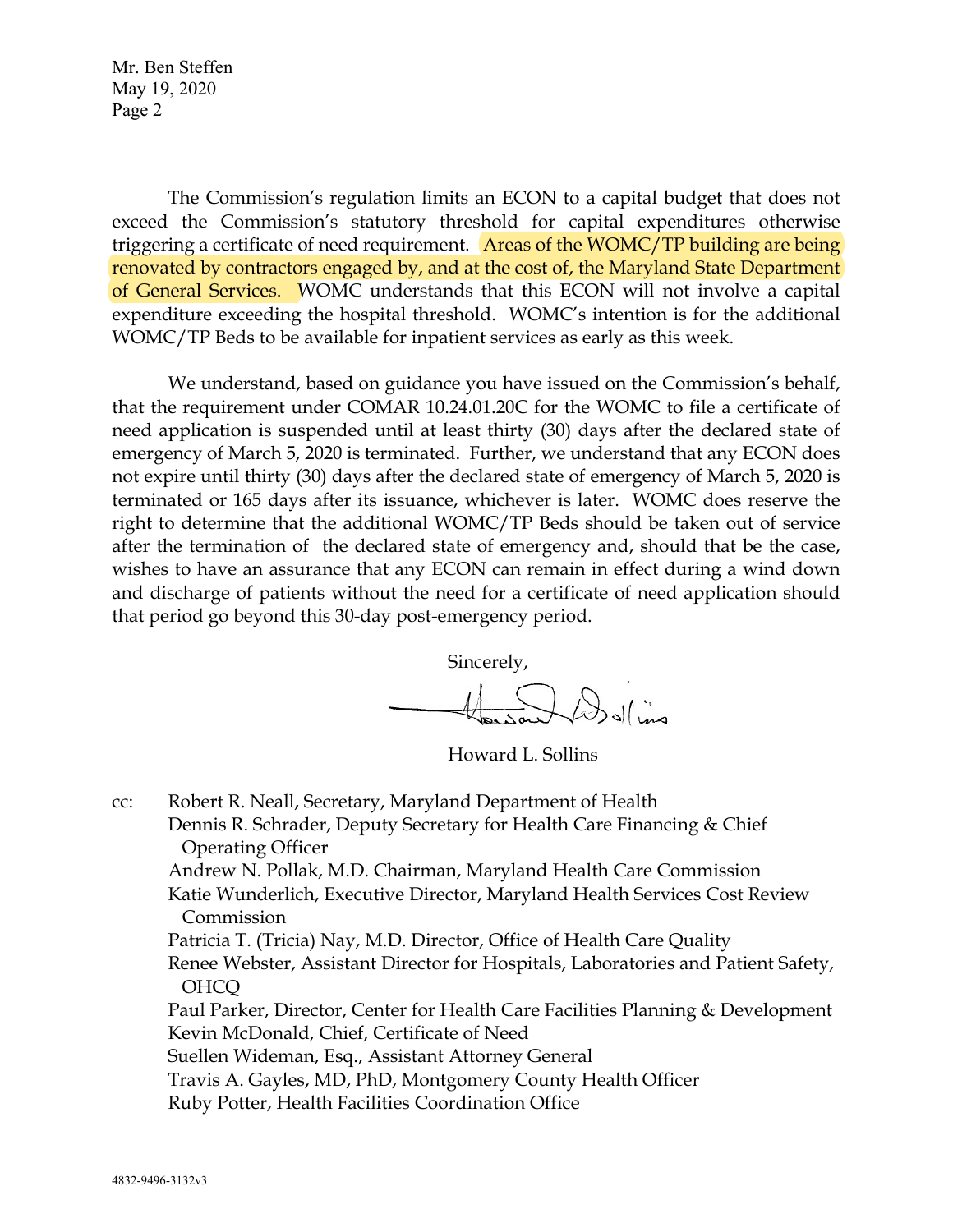The Commission's regulation limits an ECON to a capital budget that does not exceed the Commission's statutory threshold for capital expenditures otherwise triggering a certificate of need requirement. Areas of the WOMC/TP building are being renovated by contractors engaged by, and at the cost of, the Maryland State Department of General Services. WOMC understands that this ECON will not involve a capital expenditure exceeding the hospital threshold. WOMC's intention is for the additional WOMC/TP Beds to be available for inpatient services as early as this week.

We understand, based on guidance you have issued on the Commission's behalf, that the requirement under COMAR 10.24.01.20C for the WOMC to file a certificate of need application is suspended until at least thirty (30) days after the declared state of emergency of March 5, 2020 is terminated. Further, we understand that any ECON does not expire until thirty (30) days after the declared state of emergency of March 5, 2020 is terminated or 165 days after its issuance, whichever is later. WOMC does reserve the right to determine that the additional WOMC/TP Beds should be taken out of service after the termination of the declared state of emergency and, should that be the case, wishes to have an assurance that any ECON can remain in effect during a wind down and discharge of patients without the need for a certificate of need application should that period go beyond this 30-day post-emergency period.

Sincerely,

Howard L. Sollins

cc: Robert R. Neall, Secretary, Maryland Department of Health
Dennis R. Schrader, Deputy Secretary for Health Care Financing & Chief Operating Officer
Andrew N. Pollak, M.D. Chairman, Maryland Health Care Commission
Katie Wunderlich, Executive Director, Maryland Health Services Cost Review Commission
Patricia T. (Tricia) Nay, M.D. Director, Office of Health Care Quality
Renee Webster, Assistant Director for Hospitals, Laboratories and Patient Safety, OHCQ
Paul Parker, Director, Center for Health Care Facilities Planning & Development
Kevin McDonald, Chief, Certificate of Need
Suellen Wideman, Esq., Assistant Attorney General
Travis A. Gayles, MD, PhD, Montgomery County Health Officer
Ruby Potter, Health Facilities Coordination Office

4832-9496-3132v3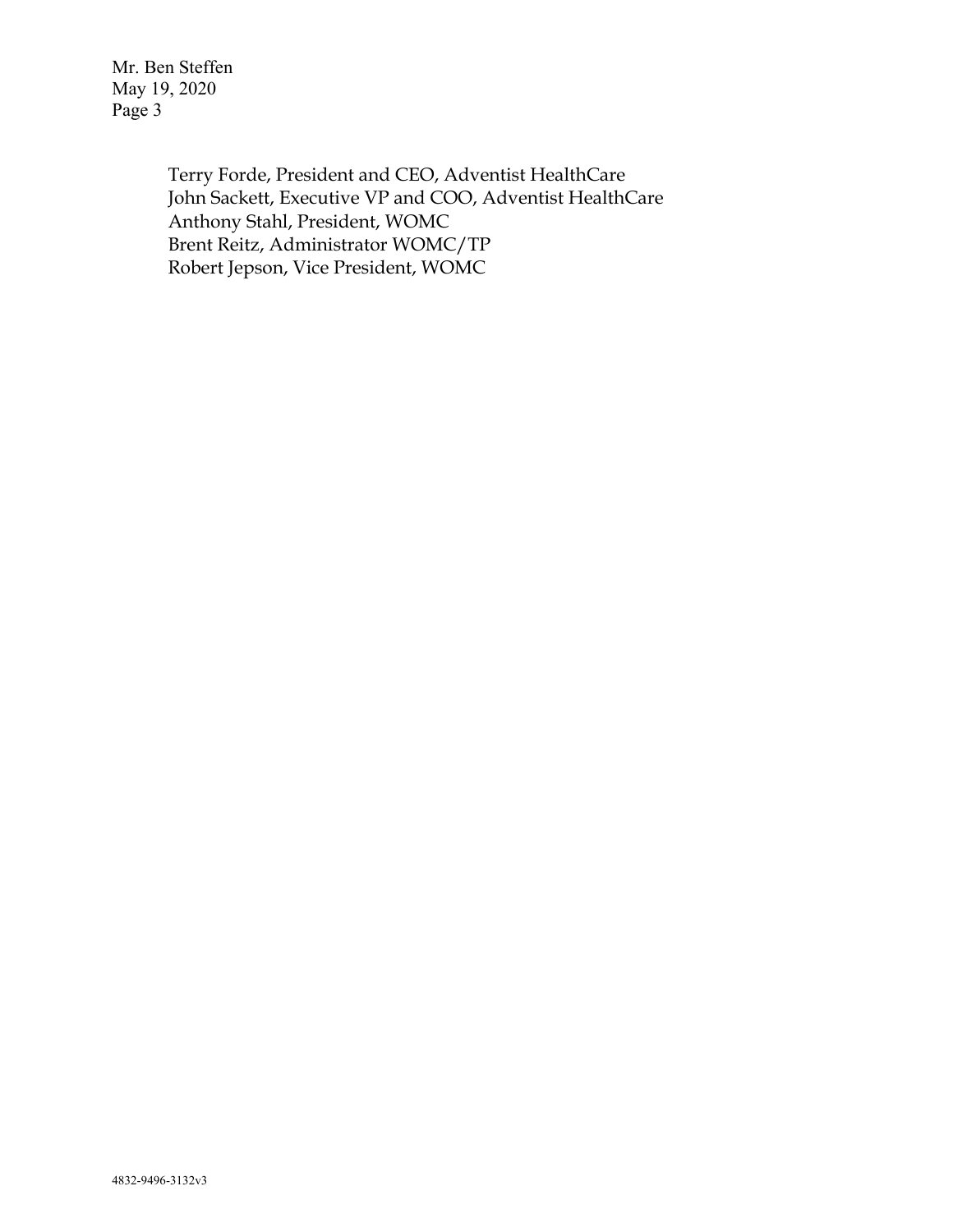Terry Forde, President and CEO, Adventist HealthCare
John Sackett, Executive VP and COO, Adventist HealthCare
Anthony Stahl, President, WOMC
Brent Reitz, Administrator WOMC/TP
Robert Jepson, Vice President, WOMC

4832-9496-3132v3